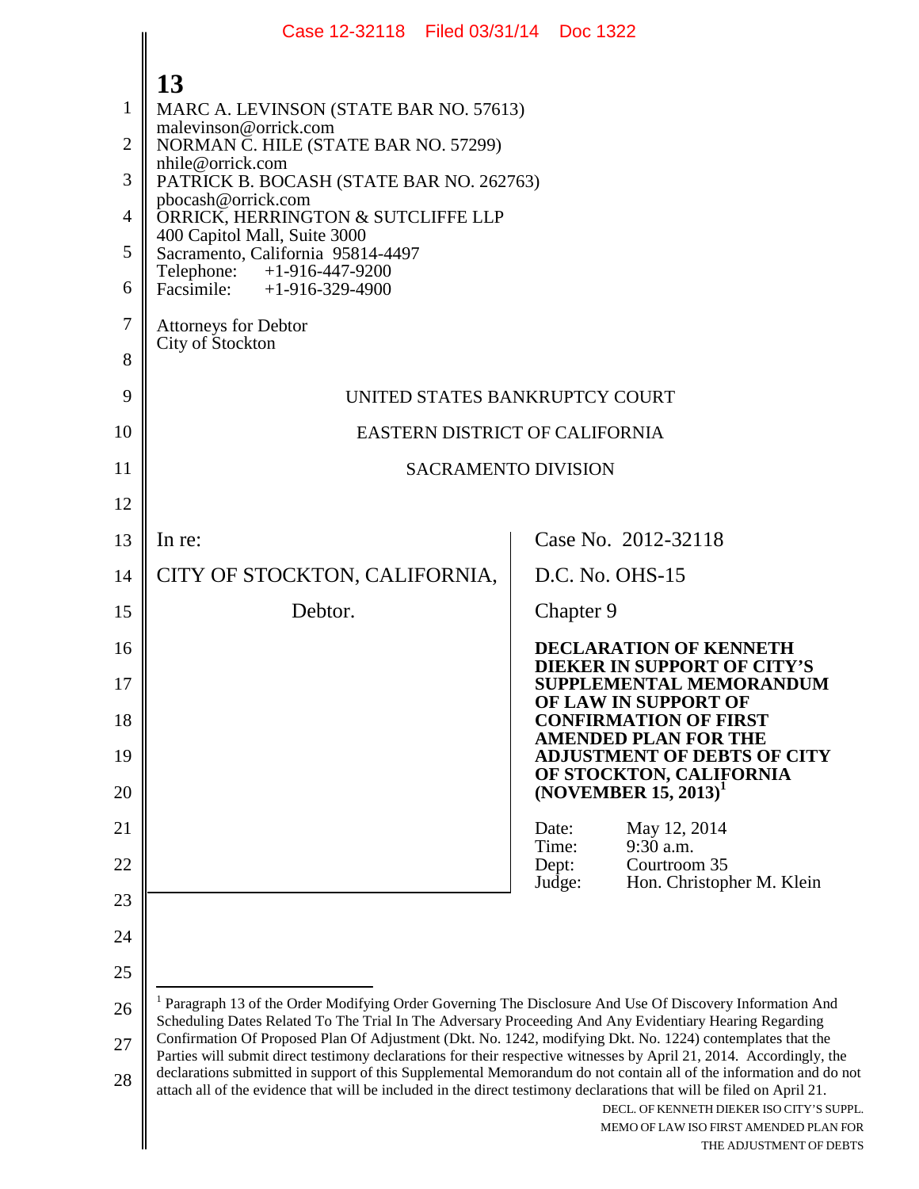13

MARC A. LEVINSON (STATE BAR NO. 57613)
malevinson@orrick.com
NORMAN C. HILE (STATE BAR NO. 57299)
nhile@orrick.com
PATRICK B. BOCASH (STATE BAR NO. 262763)
pbocash@orrick.com
ORRICK, HERRINGTON & SUTCLIFFE LLP
400 Capitol Mall, Suite 3000
Sacramento, California 95814-4497
Telephone: +1-916-447-9200
Facsimile: +1-916-329-4900

Attorneys for Debtor
City of Stockton

UNITED STATES BANKRUPTCY COURT

EASTERN DISTRICT OF CALIFORNIA

SACRAMENTO DIVISION

| | |
|---|---|
| In re:<br><br>CITY OF STOCKTON, CALIFORNIA,<br><br>Debtor. | Case No. 2012-32118<br><br>D.C. No. OHS-15<br><br>Chapter 9<br><br>**DECLARATION OF KENNETH DIEKER IN SUPPORT OF CITY'S SUPPLEMENTAL MEMORANDUM OF LAW IN SUPPORT OF CONFIRMATION OF FIRST AMENDED PLAN FOR THE ADJUSTMENT OF DEBTS OF CITY OF STOCKTON, CALIFORNIA (NOVEMBER 15, 2013)**[1]<br><br>Date: May 12, 2014<br>Time: 9:30 a.m.<br>Dept: Courtroom 35<br>Judge: Hon. Christopher M. Klein |

[1] Paragraph 13 of the Order Modifying Order Governing The Disclosure And Use Of Discovery Information And Scheduling Dates Related To The Trial In The Adversary Proceeding And Any Evidentiary Hearing Regarding Confirmation Of Proposed Plan Of Adjustment (Dkt. No. 1242, modifying Dkt. No. 1224) contemplates that the Parties will submit direct testimony declarations for their respective witnesses by April 21, 2014. Accordingly, the declarations submitted in support of this Supplemental Memorandum do not contain all of the information and do not attach all of the evidence that will be included in the direct testimony declarations that will be filed on April 21.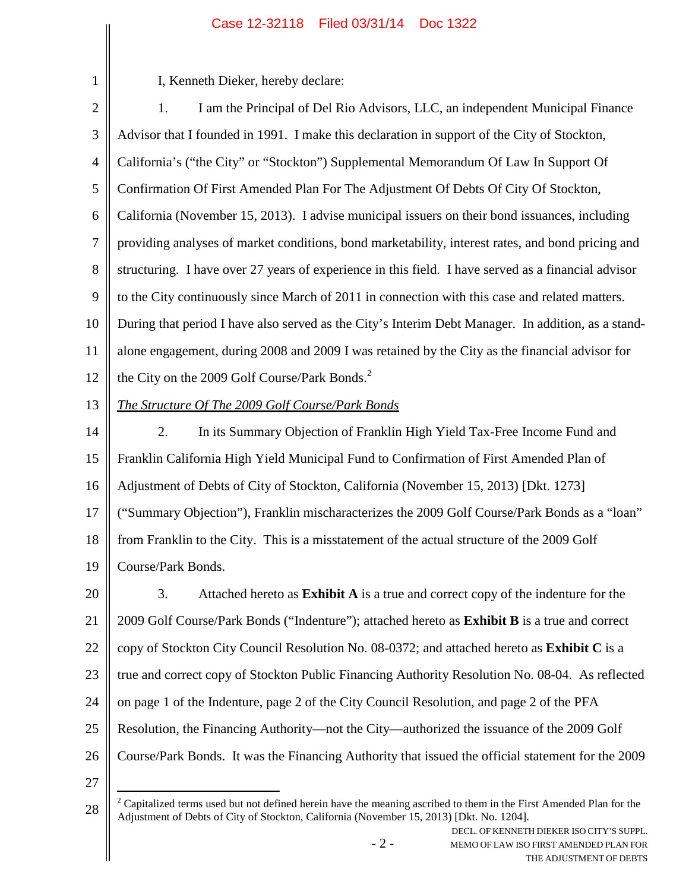I, Kenneth Dieker, hereby declare:

1. I am the Principal of Del Rio Advisors, LLC, an independent Municipal Finance Advisor that I founded in 1991. I make this declaration in support of the City of Stockton, California's ("the City" or "Stockton") Supplemental Memorandum Of Law In Support Of Confirmation Of First Amended Plan For The Adjustment Of Debts Of City Of Stockton, California (November 15, 2013). I advise municipal issuers on their bond issuances, including providing analyses of market conditions, bond marketability, interest rates, and bond pricing and structuring. I have over 27 years of experience in this field. I have served as a financial advisor to the City continuously since March of 2011 in connection with this case and related matters. During that period I have also served as the City's Interim Debt Manager. In addition, as a stand-alone engagement, during 2008 and 2009 I was retained by the City as the financial advisor for the City on the 2009 Golf Course/Park Bonds.[2]

*The Structure Of The 2009 Golf Course/Park Bonds*

2. In its Summary Objection of Franklin High Yield Tax-Free Income Fund and Franklin California High Yield Municipal Fund to Confirmation of First Amended Plan of Adjustment of Debts of City of Stockton, California (November 15, 2013) [Dkt. 1273] ("Summary Objection"), Franklin mischaracterizes the 2009 Golf Course/Park Bonds as a "loan" from Franklin to the City. This is a misstatement of the actual structure of the 2009 Golf Course/Park Bonds.

3. Attached hereto as **Exhibit A** is a true and correct copy of the indenture for the 2009 Golf Course/Park Bonds ("Indenture"); attached hereto as **Exhibit B** is a true and correct copy of Stockton City Council Resolution No. 08-0372; and attached hereto as **Exhibit C** is a true and correct copy of Stockton Public Financing Authority Resolution No. 08-04. As reflected on page 1 of the Indenture, page 2 of the City Council Resolution, and page 2 of the PFA Resolution, the Financing Authority—not the City—authorized the issuance of the 2009 Golf Course/Park Bonds. It was the Financing Authority that issued the official statement for the 2009

---

[2] Capitalized terms used but not defined herein have the meaning ascribed to them in the First Amended Plan for the Adjustment of Debts of City of Stockton, California (November 15, 2013) [Dkt. No. 1204].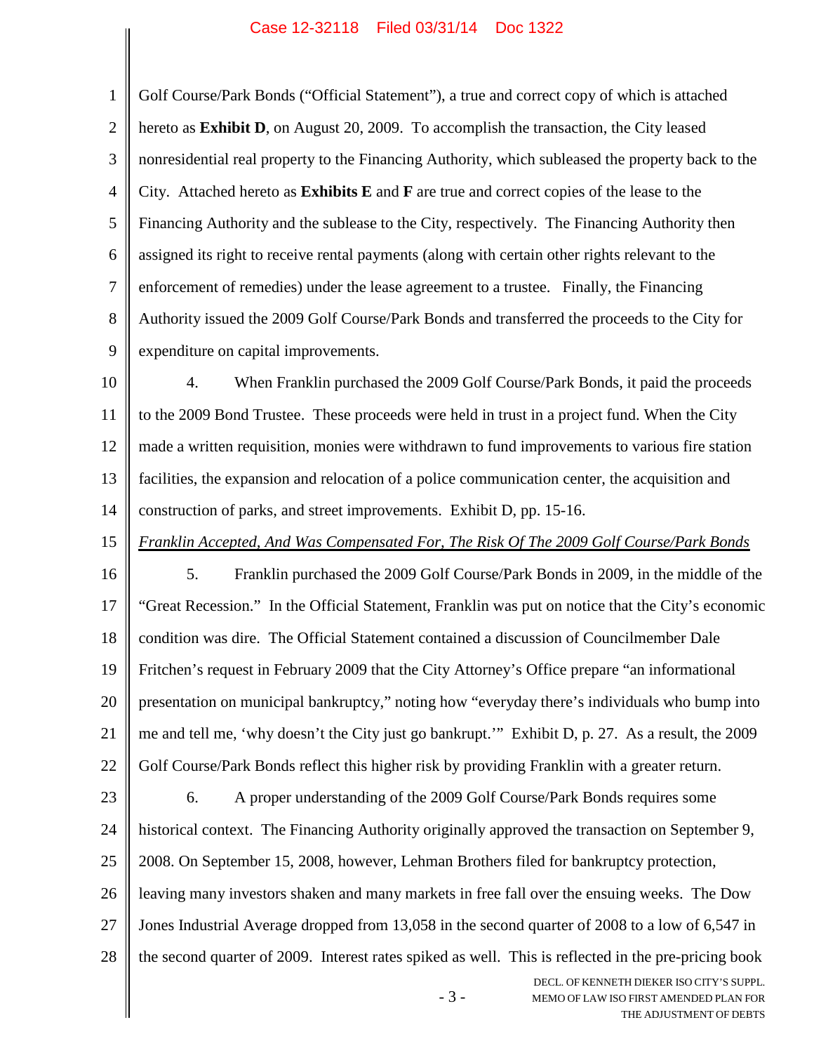Golf Course/Park Bonds ("Official Statement"), a true and correct copy of which is attached hereto as **Exhibit D**, on August 20, 2009. To accomplish the transaction, the City leased nonresidential real property to the Financing Authority, which subleased the property back to the City. Attached hereto as **Exhibits E** and **F** are true and correct copies of the lease to the Financing Authority and the sublease to the City, respectively. The Financing Authority then assigned its right to receive rental payments (along with certain other rights relevant to the enforcement of remedies) under the lease agreement to a trustee. Finally, the Financing Authority issued the 2009 Golf Course/Park Bonds and transferred the proceeds to the City for expenditure on capital improvements.

4. When Franklin purchased the 2009 Golf Course/Park Bonds, it paid the proceeds to the 2009 Bond Trustee. These proceeds were held in trust in a project fund. When the City made a written requisition, monies were withdrawn to fund improvements to various fire station facilities, the expansion and relocation of a police communication center, the acquisition and construction of parks, and street improvements. Exhibit D, pp. 15-16.

*Franklin Accepted, And Was Compensated For, The Risk Of The 2009 Golf Course/Park Bonds*

5. Franklin purchased the 2009 Golf Course/Park Bonds in 2009, in the middle of the "Great Recession." In the Official Statement, Franklin was put on notice that the City's economic condition was dire. The Official Statement contained a discussion of Councilmember Dale Fritchen's request in February 2009 that the City Attorney's Office prepare "an informational presentation on municipal bankruptcy," noting how "everyday there's individuals who bump into me and tell me, 'why doesn't the City just go bankrupt.'" Exhibit D, p. 27. As a result, the 2009 Golf Course/Park Bonds reflect this higher risk by providing Franklin with a greater return.

6. A proper understanding of the 2009 Golf Course/Park Bonds requires some historical context. The Financing Authority originally approved the transaction on September 9, 2008. On September 15, 2008, however, Lehman Brothers filed for bankruptcy protection, leaving many investors shaken and many markets in free fall over the ensuing weeks. The Dow Jones Industrial Average dropped from 13,058 in the second quarter of 2008 to a low of 6,547 in the second quarter of 2009. Interest rates spiked as well. This is reflected in the pre-pricing book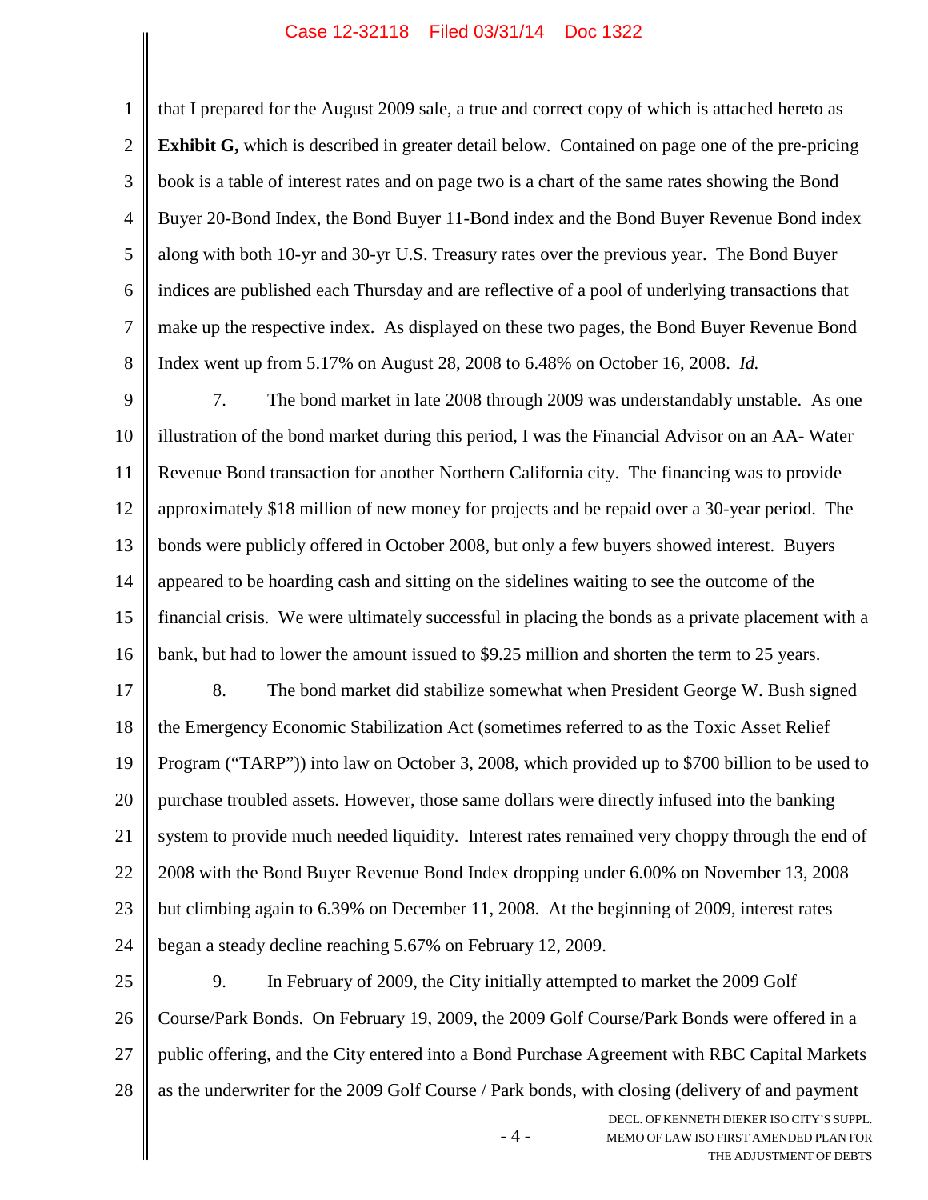that I prepared for the August 2009 sale, a true and correct copy of which is attached hereto as **Exhibit G,** which is described in greater detail below. Contained on page one of the pre-pricing book is a table of interest rates and on page two is a chart of the same rates showing the Bond Buyer 20-Bond Index, the Bond Buyer 11-Bond index and the Bond Buyer Revenue Bond index along with both 10-yr and 30-yr U.S. Treasury rates over the previous year. The Bond Buyer indices are published each Thursday and are reflective of a pool of underlying transactions that make up the respective index. As displayed on these two pages, the Bond Buyer Revenue Bond Index went up from 5.17% on August 28, 2008 to 6.48% on October 16, 2008. *Id.*

7. The bond market in late 2008 through 2009 was understandably unstable. As one illustration of the bond market during this period, I was the Financial Advisor on an AA- Water Revenue Bond transaction for another Northern California city. The financing was to provide approximately $18 million of new money for projects and be repaid over a 30-year period. The bonds were publicly offered in October 2008, but only a few buyers showed interest. Buyers appeared to be hoarding cash and sitting on the sidelines waiting to see the outcome of the financial crisis. We were ultimately successful in placing the bonds as a private placement with a bank, but had to lower the amount issued to $9.25 million and shorten the term to 25 years.

8. The bond market did stabilize somewhat when President George W. Bush signed the Emergency Economic Stabilization Act (sometimes referred to as the Toxic Asset Relief Program ("TARP")) into law on October 3, 2008, which provided up to $700 billion to be used to purchase troubled assets. However, those same dollars were directly infused into the banking system to provide much needed liquidity. Interest rates remained very choppy through the end of 2008 with the Bond Buyer Revenue Bond Index dropping under 6.00% on November 13, 2008 but climbing again to 6.39% on December 11, 2008. At the beginning of 2009, interest rates began a steady decline reaching 5.67% on February 12, 2009.

9. In February of 2009, the City initially attempted to market the 2009 Golf Course/Park Bonds. On February 19, 2009, the 2009 Golf Course/Park Bonds were offered in a public offering, and the City entered into a Bond Purchase Agreement with RBC Capital Markets as the underwriter for the 2009 Golf Course / Park bonds, with closing (delivery of and payment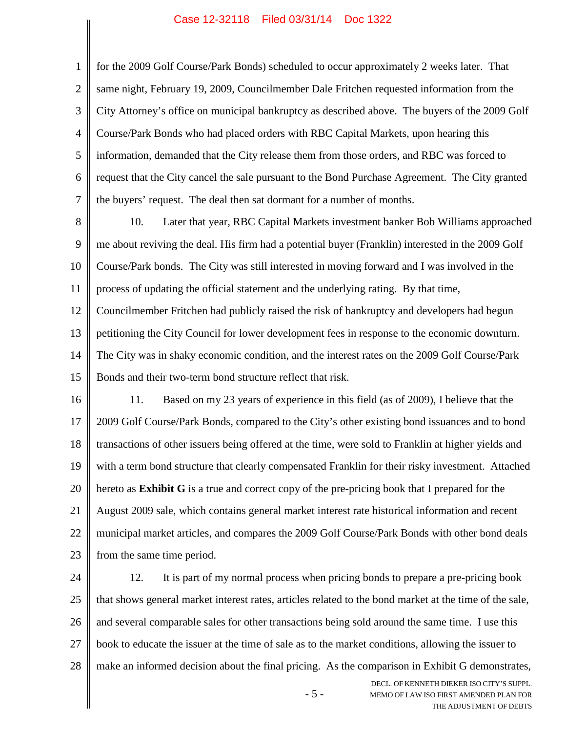for the 2009 Golf Course/Park Bonds) scheduled to occur approximately 2 weeks later. That same night, February 19, 2009, Councilmember Dale Fritchen requested information from the City Attorney's office on municipal bankruptcy as described above. The buyers of the 2009 Golf Course/Park Bonds who had placed orders with RBC Capital Markets, upon hearing this information, demanded that the City release them from those orders, and RBC was forced to request that the City cancel the sale pursuant to the Bond Purchase Agreement. The City granted the buyers' request. The deal then sat dormant for a number of months.

10. Later that year, RBC Capital Markets investment banker Bob Williams approached me about reviving the deal. His firm had a potential buyer (Franklin) interested in the 2009 Golf Course/Park bonds. The City was still interested in moving forward and I was involved in the process of updating the official statement and the underlying rating. By that time, Councilmember Fritchen had publicly raised the risk of bankruptcy and developers had begun petitioning the City Council for lower development fees in response to the economic downturn. The City was in shaky economic condition, and the interest rates on the 2009 Golf Course/Park Bonds and their two-term bond structure reflect that risk.

11. Based on my 23 years of experience in this field (as of 2009), I believe that the 2009 Golf Course/Park Bonds, compared to the City's other existing bond issuances and to bond transactions of other issuers being offered at the time, were sold to Franklin at higher yields and with a term bond structure that clearly compensated Franklin for their risky investment. Attached hereto as **Exhibit G** is a true and correct copy of the pre-pricing book that I prepared for the August 2009 sale, which contains general market interest rate historical information and recent municipal market articles, and compares the 2009 Golf Course/Park Bonds with other bond deals from the same time period.

12. It is part of my normal process when pricing bonds to prepare a pre-pricing book that shows general market interest rates, articles related to the bond market at the time of the sale, and several comparable sales for other transactions being sold around the same time. I use this book to educate the issuer at the time of sale as to the market conditions, allowing the issuer to make an informed decision about the final pricing. As the comparison in Exhibit G demonstrates,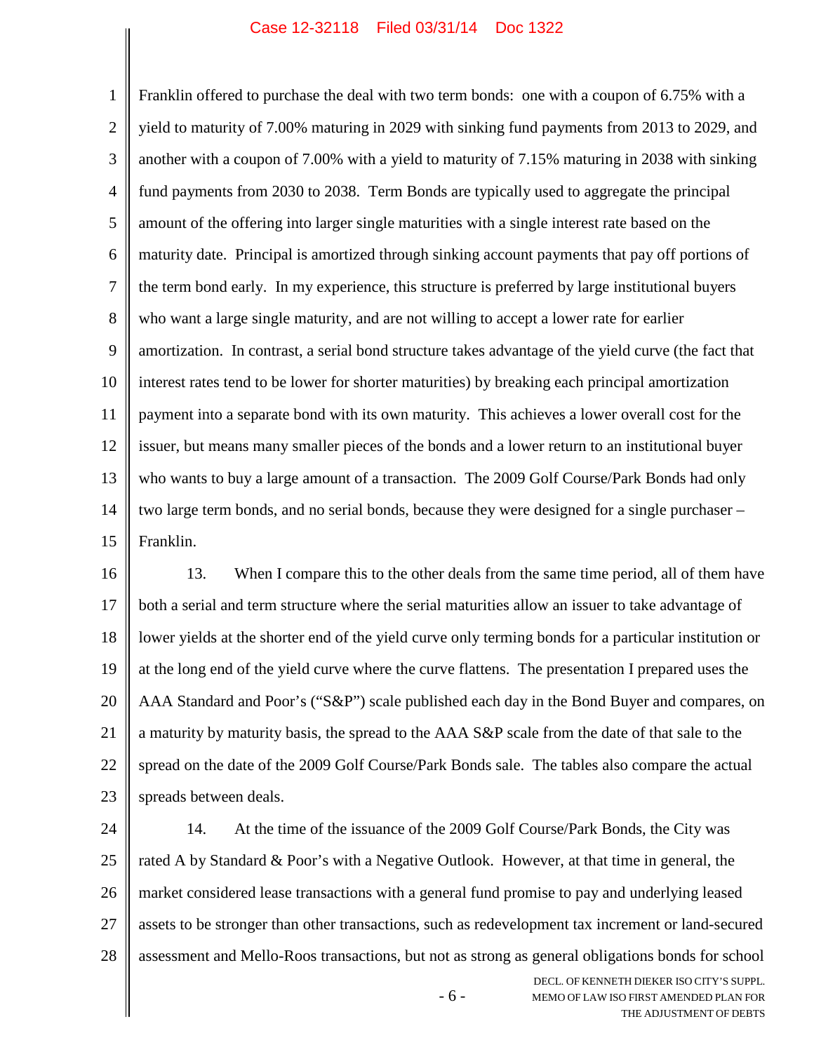Franklin offered to purchase the deal with two term bonds: one with a coupon of 6.75% with a yield to maturity of 7.00% maturing in 2029 with sinking fund payments from 2013 to 2029, and another with a coupon of 7.00% with a yield to maturity of 7.15% maturing in 2038 with sinking fund payments from 2030 to 2038. Term Bonds are typically used to aggregate the principal amount of the offering into larger single maturities with a single interest rate based on the maturity date. Principal is amortized through sinking account payments that pay off portions of the term bond early. In my experience, this structure is preferred by large institutional buyers who want a large single maturity, and are not willing to accept a lower rate for earlier amortization. In contrast, a serial bond structure takes advantage of the yield curve (the fact that interest rates tend to be lower for shorter maturities) by breaking each principal amortization payment into a separate bond with its own maturity. This achieves a lower overall cost for the issuer, but means many smaller pieces of the bonds and a lower return to an institutional buyer who wants to buy a large amount of a transaction. The 2009 Golf Course/Park Bonds had only two large term bonds, and no serial bonds, because they were designed for a single purchaser – Franklin.

13. When I compare this to the other deals from the same time period, all of them have both a serial and term structure where the serial maturities allow an issuer to take advantage of lower yields at the shorter end of the yield curve only terming bonds for a particular institution or at the long end of the yield curve where the curve flattens. The presentation I prepared uses the AAA Standard and Poor's ("S&P") scale published each day in the Bond Buyer and compares, on a maturity by maturity basis, the spread to the AAA S&P scale from the date of that sale to the spread on the date of the 2009 Golf Course/Park Bonds sale. The tables also compare the actual spreads between deals.

14. At the time of the issuance of the 2009 Golf Course/Park Bonds, the City was rated A by Standard & Poor's with a Negative Outlook. However, at that time in general, the market considered lease transactions with a general fund promise to pay and underlying leased assets to be stronger than other transactions, such as redevelopment tax increment or land-secured assessment and Mello-Roos transactions, but not as strong as general obligations bonds for school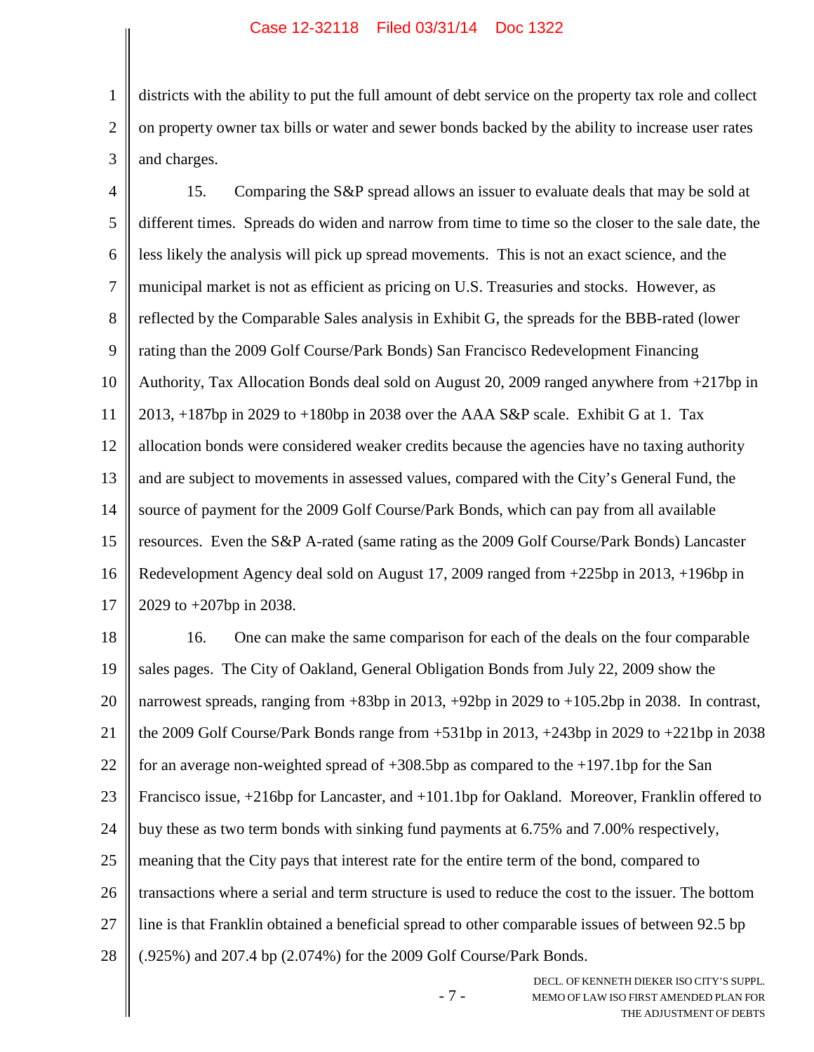districts with the ability to put the full amount of debt service on the property tax role and collect on property owner tax bills or water and sewer bonds backed by the ability to increase user rates and charges.

15. Comparing the S&P spread allows an issuer to evaluate deals that may be sold at different times. Spreads do widen and narrow from time to time so the closer to the sale date, the less likely the analysis will pick up spread movements. This is not an exact science, and the municipal market is not as efficient as pricing on U.S. Treasuries and stocks. However, as reflected by the Comparable Sales analysis in Exhibit G, the spreads for the BBB-rated (lower rating than the 2009 Golf Course/Park Bonds) San Francisco Redevelopment Financing Authority, Tax Allocation Bonds deal sold on August 20, 2009 ranged anywhere from +217bp in 2013, +187bp in 2029 to +180bp in 2038 over the AAA S&P scale. Exhibit G at 1. Tax allocation bonds were considered weaker credits because the agencies have no taxing authority and are subject to movements in assessed values, compared with the City's General Fund, the source of payment for the 2009 Golf Course/Park Bonds, which can pay from all available resources. Even the S&P A-rated (same rating as the 2009 Golf Course/Park Bonds) Lancaster Redevelopment Agency deal sold on August 17, 2009 ranged from +225bp in 2013, +196bp in 2029 to +207bp in 2038.

16. One can make the same comparison for each of the deals on the four comparable sales pages. The City of Oakland, General Obligation Bonds from July 22, 2009 show the narrowest spreads, ranging from +83bp in 2013, +92bp in 2029 to +105.2bp in 2038. In contrast, the 2009 Golf Course/Park Bonds range from +531bp in 2013, +243bp in 2029 to +221bp in 2038 for an average non-weighted spread of +308.5bp as compared to the +197.1bp for the San Francisco issue, +216bp for Lancaster, and +101.1bp for Oakland. Moreover, Franklin offered to buy these as two term bonds with sinking fund payments at 6.75% and 7.00% respectively, meaning that the City pays that interest rate for the entire term of the bond, compared to transactions where a serial and term structure is used to reduce the cost to the issuer. The bottom line is that Franklin obtained a beneficial spread to other comparable issues of between 92.5 bp (.925%) and 207.4 bp (2.074%) for the 2009 Golf Course/Park Bonds.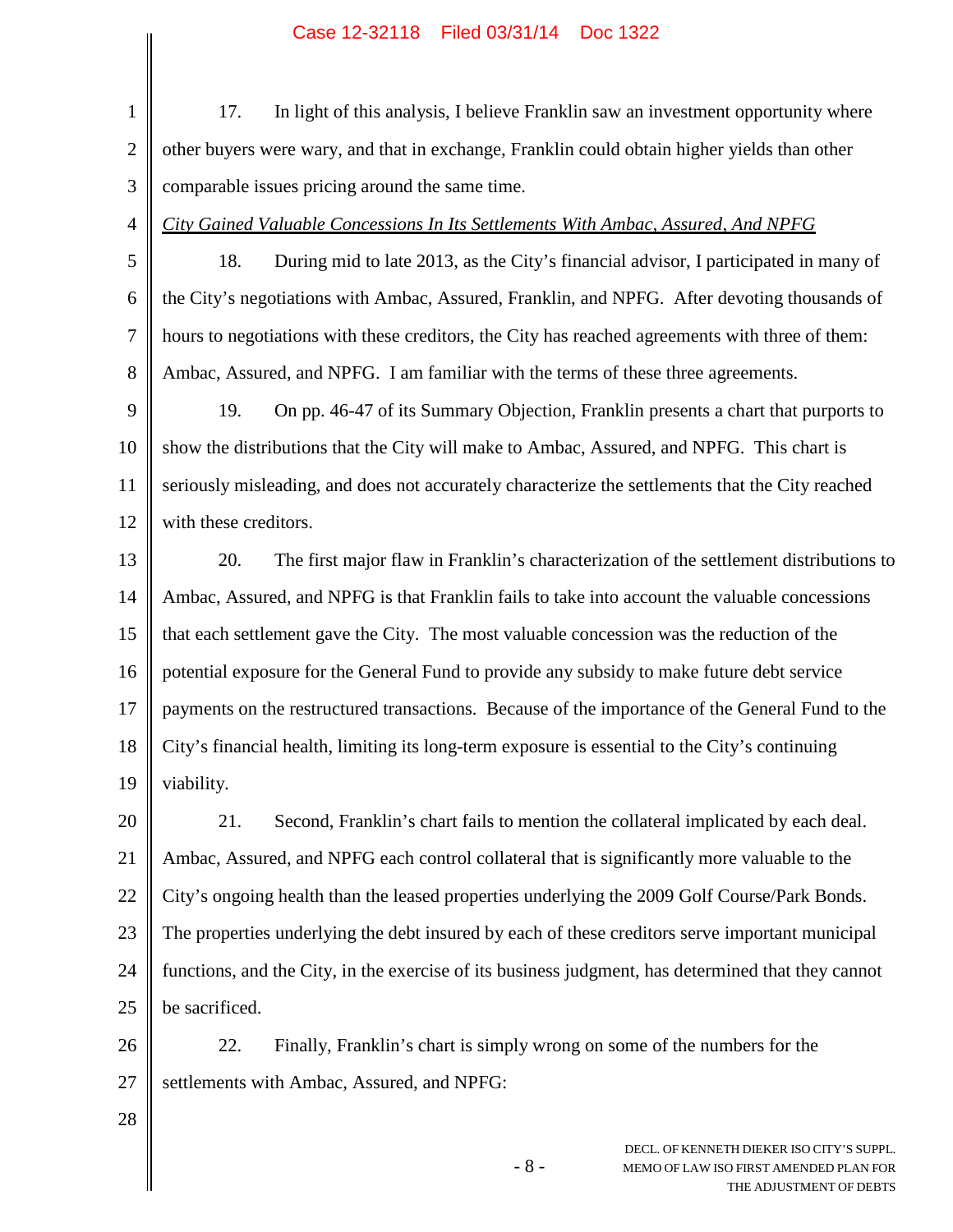17. In light of this analysis, I believe Franklin saw an investment opportunity where other buyers were wary, and that in exchange, Franklin could obtain higher yields than other comparable issues pricing around the same time.

*City Gained Valuable Concessions In Its Settlements With Ambac, Assured, And NPFG*

18. During mid to late 2013, as the City's financial advisor, I participated in many of the City's negotiations with Ambac, Assured, Franklin, and NPFG. After devoting thousands of hours to negotiations with these creditors, the City has reached agreements with three of them: Ambac, Assured, and NPFG. I am familiar with the terms of these three agreements.

19. On pp. 46-47 of its Summary Objection, Franklin presents a chart that purports to show the distributions that the City will make to Ambac, Assured, and NPFG. This chart is seriously misleading, and does not accurately characterize the settlements that the City reached with these creditors.

20. The first major flaw in Franklin's characterization of the settlement distributions to Ambac, Assured, and NPFG is that Franklin fails to take into account the valuable concessions that each settlement gave the City. The most valuable concession was the reduction of the potential exposure for the General Fund to provide any subsidy to make future debt service payments on the restructured transactions. Because of the importance of the General Fund to the City's financial health, limiting its long-term exposure is essential to the City's continuing viability.

21. Second, Franklin's chart fails to mention the collateral implicated by each deal. Ambac, Assured, and NPFG each control collateral that is significantly more valuable to the City's ongoing health than the leased properties underlying the 2009 Golf Course/Park Bonds. The properties underlying the debt insured by each of these creditors serve important municipal functions, and the City, in the exercise of its business judgment, has determined that they cannot be sacrificed.

22. Finally, Franklin's chart is simply wrong on some of the numbers for the settlements with Ambac, Assured, and NPFG: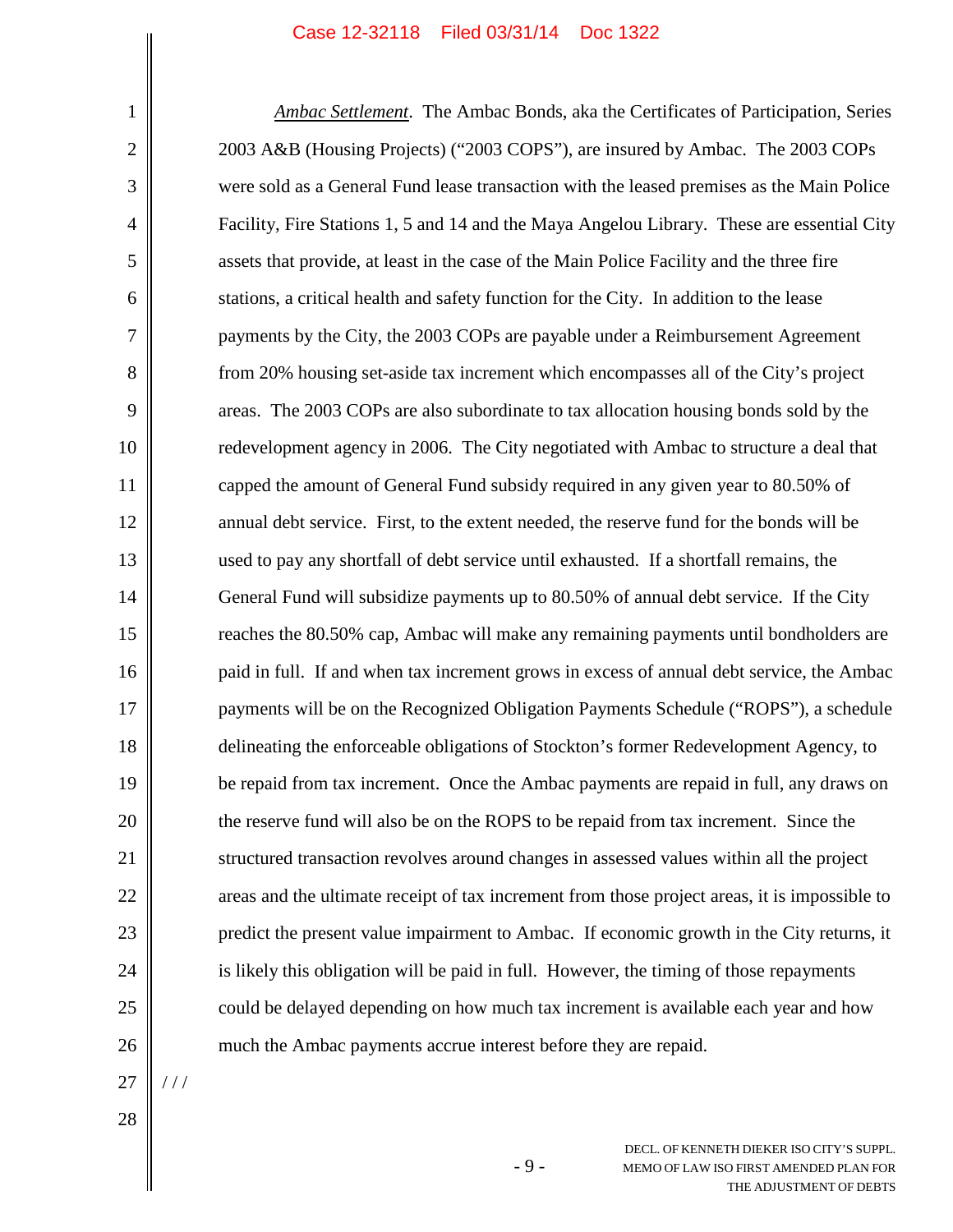*Ambac Settlement*. The Ambac Bonds, aka the Certificates of Participation, Series 2003 A&B (Housing Projects) ("2003 COPS"), are insured by Ambac. The 2003 COPs were sold as a General Fund lease transaction with the leased premises as the Main Police Facility, Fire Stations 1, 5 and 14 and the Maya Angelou Library. These are essential City assets that provide, at least in the case of the Main Police Facility and the three fire stations, a critical health and safety function for the City. In addition to the lease payments by the City, the 2003 COPs are payable under a Reimbursement Agreement from 20% housing set-aside tax increment which encompasses all of the City's project areas. The 2003 COPs are also subordinate to tax allocation housing bonds sold by the redevelopment agency in 2006. The City negotiated with Ambac to structure a deal that capped the amount of General Fund subsidy required in any given year to 80.50% of annual debt service. First, to the extent needed, the reserve fund for the bonds will be used to pay any shortfall of debt service until exhausted. If a shortfall remains, the General Fund will subsidize payments up to 80.50% of annual debt service. If the City reaches the 80.50% cap, Ambac will make any remaining payments until bondholders are paid in full. If and when tax increment grows in excess of annual debt service, the Ambac payments will be on the Recognized Obligation Payments Schedule ("ROPS"), a schedule delineating the enforceable obligations of Stockton's former Redevelopment Agency, to be repaid from tax increment. Once the Ambac payments are repaid in full, any draws on the reserve fund will also be on the ROPS to be repaid from tax increment. Since the structured transaction revolves around changes in assessed values within all the project areas and the ultimate receipt of tax increment from those project areas, it is impossible to predict the present value impairment to Ambac. If economic growth in the City returns, it is likely this obligation will be paid in full. However, the timing of those repayments could be delayed depending on how much tax increment is available each year and how much the Ambac payments accrue interest before they are repaid.

/ / /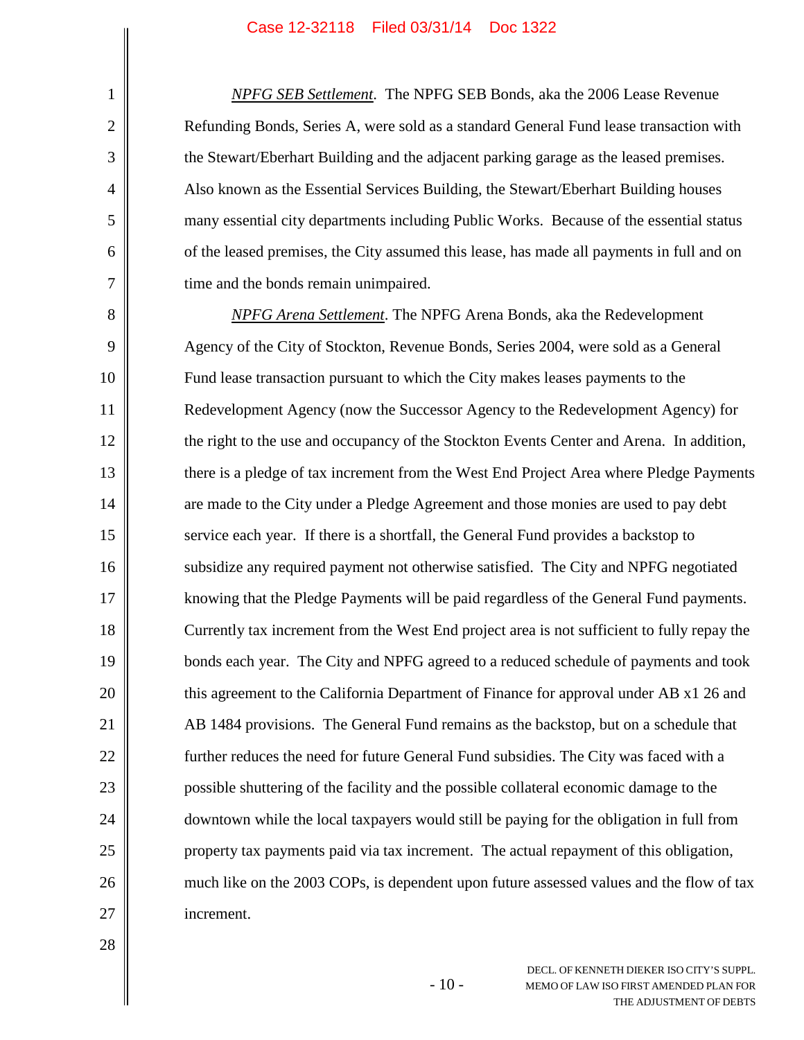***NPFG SEB Settlement***. The NPFG SEB Bonds, aka the 2006 Lease Revenue Refunding Bonds, Series A, were sold as a standard General Fund lease transaction with the Stewart/Eberhart Building and the adjacent parking garage as the leased premises. Also known as the Essential Services Building, the Stewart/Eberhart Building houses many essential city departments including Public Works. Because of the essential status of the leased premises, the City assumed this lease, has made all payments in full and on time and the bonds remain unimpaired.

***NPFG Arena Settlement***. The NPFG Arena Bonds, aka the Redevelopment Agency of the City of Stockton, Revenue Bonds, Series 2004, were sold as a General Fund lease transaction pursuant to which the City makes leases payments to the Redevelopment Agency (now the Successor Agency to the Redevelopment Agency) for the right to the use and occupancy of the Stockton Events Center and Arena. In addition, there is a pledge of tax increment from the West End Project Area where Pledge Payments are made to the City under a Pledge Agreement and those monies are used to pay debt service each year. If there is a shortfall, the General Fund provides a backstop to subsidize any required payment not otherwise satisfied. The City and NPFG negotiated knowing that the Pledge Payments will be paid regardless of the General Fund payments. Currently tax increment from the West End project area is not sufficient to fully repay the bonds each year. The City and NPFG agreed to a reduced schedule of payments and took this agreement to the California Department of Finance for approval under AB x1 26 and AB 1484 provisions. The General Fund remains as the backstop, but on a schedule that further reduces the need for future General Fund subsidies. The City was faced with a possible shuttering of the facility and the possible collateral economic damage to the downtown while the local taxpayers would still be paying for the obligation in full from property tax payments paid via tax increment. The actual repayment of this obligation, much like on the 2003 COPs, is dependent upon future assessed values and the flow of tax increment.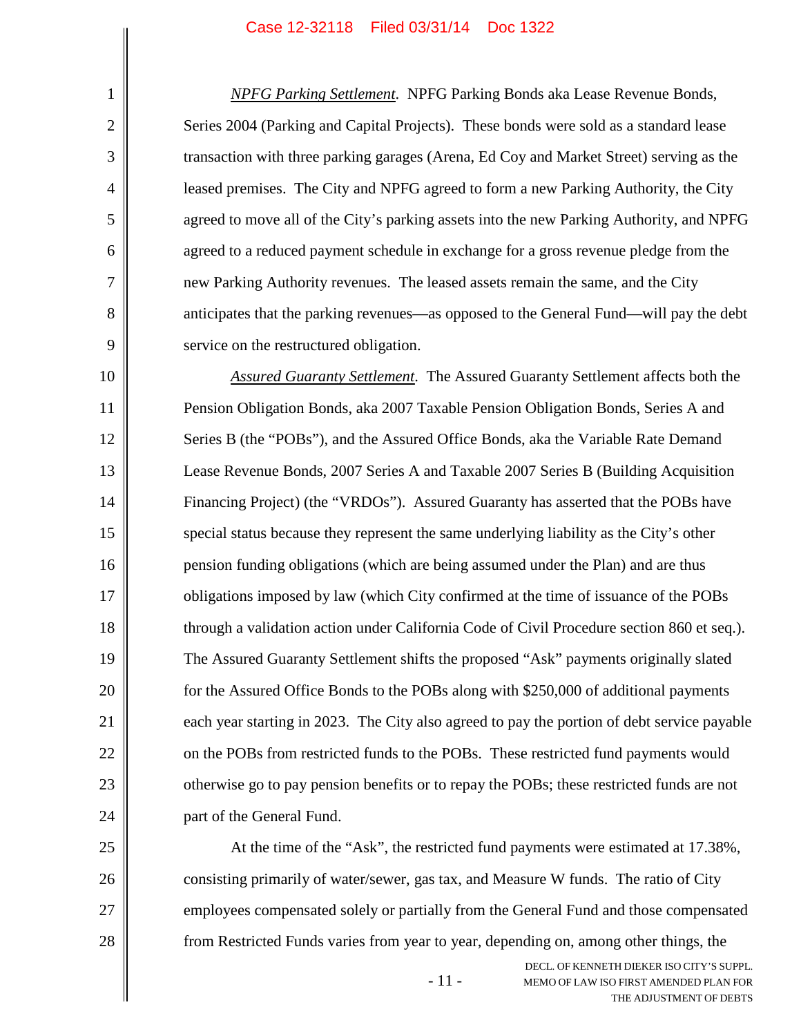*NPFG Parking Settlement*. NPFG Parking Bonds aka Lease Revenue Bonds, Series 2004 (Parking and Capital Projects). These bonds were sold as a standard lease transaction with three parking garages (Arena, Ed Coy and Market Street) serving as the leased premises. The City and NPFG agreed to form a new Parking Authority, the City agreed to move all of the City's parking assets into the new Parking Authority, and NPFG agreed to a reduced payment schedule in exchange for a gross revenue pledge from the new Parking Authority revenues. The leased assets remain the same, and the City anticipates that the parking revenues—as opposed to the General Fund—will pay the debt service on the restructured obligation.

*Assured Guaranty Settlement*. The Assured Guaranty Settlement affects both the Pension Obligation Bonds, aka 2007 Taxable Pension Obligation Bonds, Series A and Series B (the "POBs"), and the Assured Office Bonds, aka the Variable Rate Demand Lease Revenue Bonds, 2007 Series A and Taxable 2007 Series B (Building Acquisition Financing Project) (the "VRDOs"). Assured Guaranty has asserted that the POBs have special status because they represent the same underlying liability as the City's other pension funding obligations (which are being assumed under the Plan) and are thus obligations imposed by law (which City confirmed at the time of issuance of the POBs through a validation action under California Code of Civil Procedure section 860 et seq.). The Assured Guaranty Settlement shifts the proposed "Ask" payments originally slated for the Assured Office Bonds to the POBs along with $250,000 of additional payments each year starting in 2023. The City also agreed to pay the portion of debt service payable on the POBs from restricted funds to the POBs. These restricted fund payments would otherwise go to pay pension benefits or to repay the POBs; these restricted funds are not part of the General Fund.

At the time of the "Ask", the restricted fund payments were estimated at 17.38%, consisting primarily of water/sewer, gas tax, and Measure W funds. The ratio of City employees compensated solely or partially from the General Fund and those compensated from Restricted Funds varies from year to year, depending on, among other things, the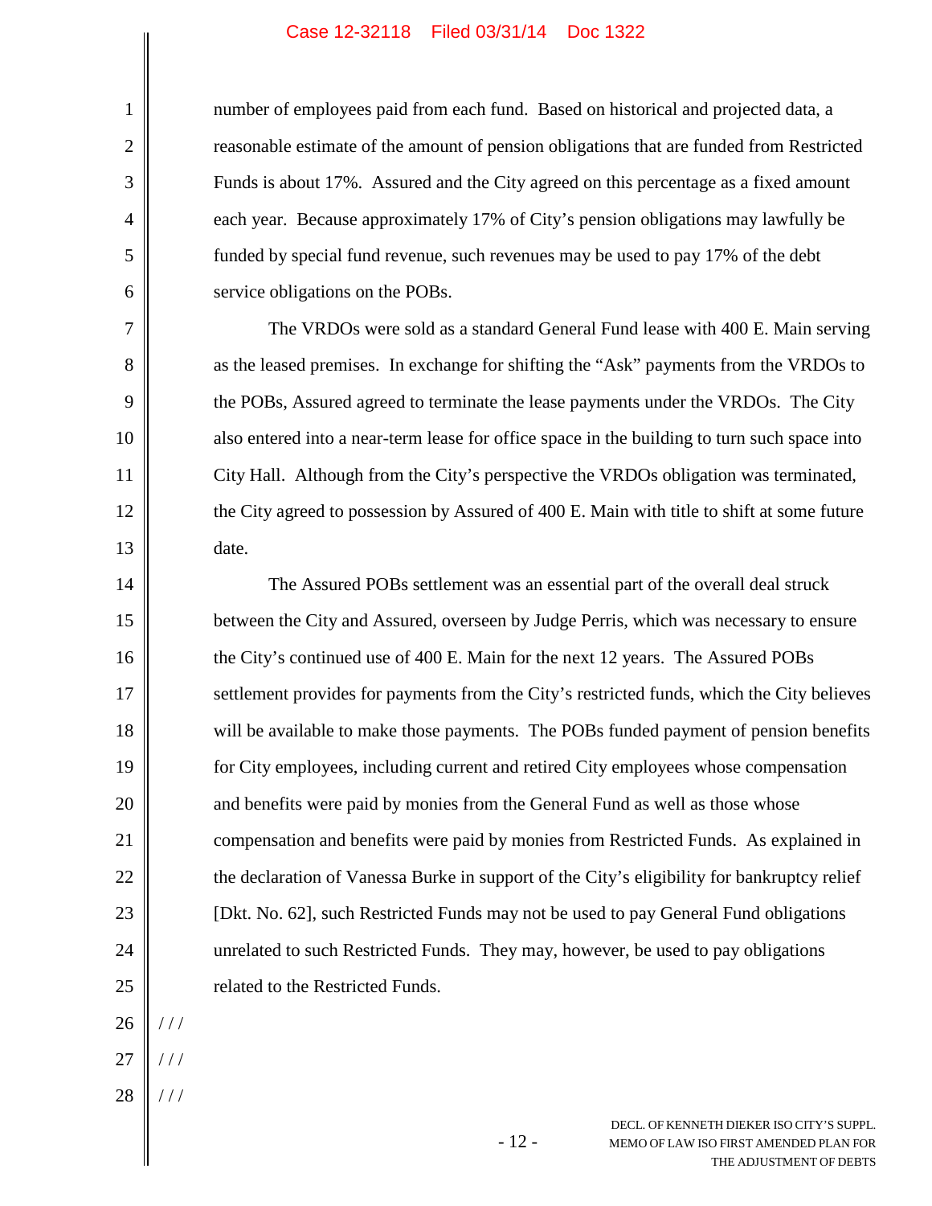number of employees paid from each fund. Based on historical and projected data, a reasonable estimate of the amount of pension obligations that are funded from Restricted Funds is about 17%. Assured and the City agreed on this percentage as a fixed amount each year. Because approximately 17% of City's pension obligations may lawfully be funded by special fund revenue, such revenues may be used to pay 17% of the debt service obligations on the POBs.

The VRDOs were sold as a standard General Fund lease with 400 E. Main serving as the leased premises. In exchange for shifting the "Ask" payments from the VRDOs to the POBs, Assured agreed to terminate the lease payments under the VRDOs. The City also entered into a near-term lease for office space in the building to turn such space into City Hall. Although from the City's perspective the VRDOs obligation was terminated, the City agreed to possession by Assured of 400 E. Main with title to shift at some future date.

The Assured POBs settlement was an essential part of the overall deal struck between the City and Assured, overseen by Judge Perris, which was necessary to ensure the City's continued use of 400 E. Main for the next 12 years. The Assured POBs settlement provides for payments from the City's restricted funds, which the City believes will be available to make those payments. The POBs funded payment of pension benefits for City employees, including current and retired City employees whose compensation and benefits were paid by monies from the General Fund as well as those whose compensation and benefits were paid by monies from Restricted Funds. As explained in the declaration of Vanessa Burke in support of the City's eligibility for bankruptcy relief [Dkt. No. 62], such Restricted Funds may not be used to pay General Fund obligations unrelated to such Restricted Funds. They may, however, be used to pay obligations related to the Restricted Funds.

/ / /

/ / /

/ / /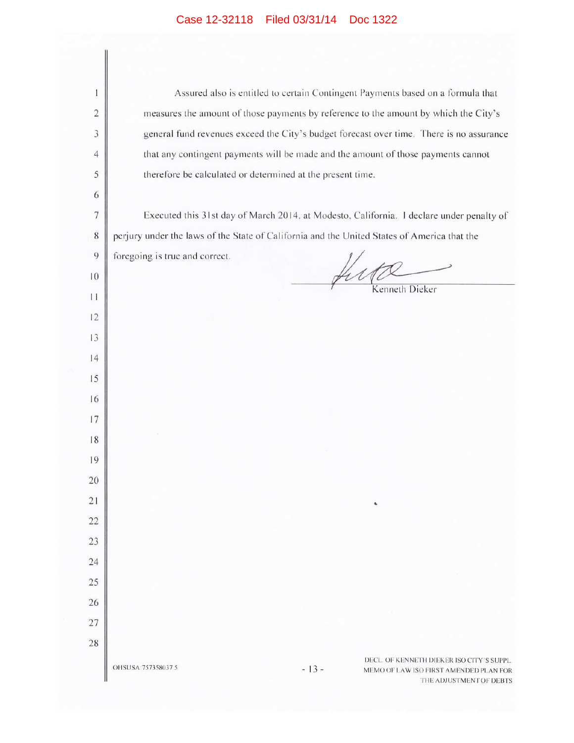Assured also is entitled to certain Contingent Payments based on a formula that measures the amount of those payments by reference to the amount by which the City's general fund revenues exceed the City's budget forecast over time. There is no assurance that any contingent payments will be made and the amount of those payments cannot therefore be calculated or determined at the present time.

Executed this 31st day of March 2014, at Modesto, California. I declare under penalty of perjury under the laws of the State of California and the United States of America that the foregoing is true and correct.

Kenneth Dieker

OHSUSA:757358037.5

DECL. OF KENNETH DIEKER ISO CITY'S SUPPL. MEMO OF LAW ISO FIRST AMENDED PLAN FOR THE ADJUSTMENT OF DEBTS